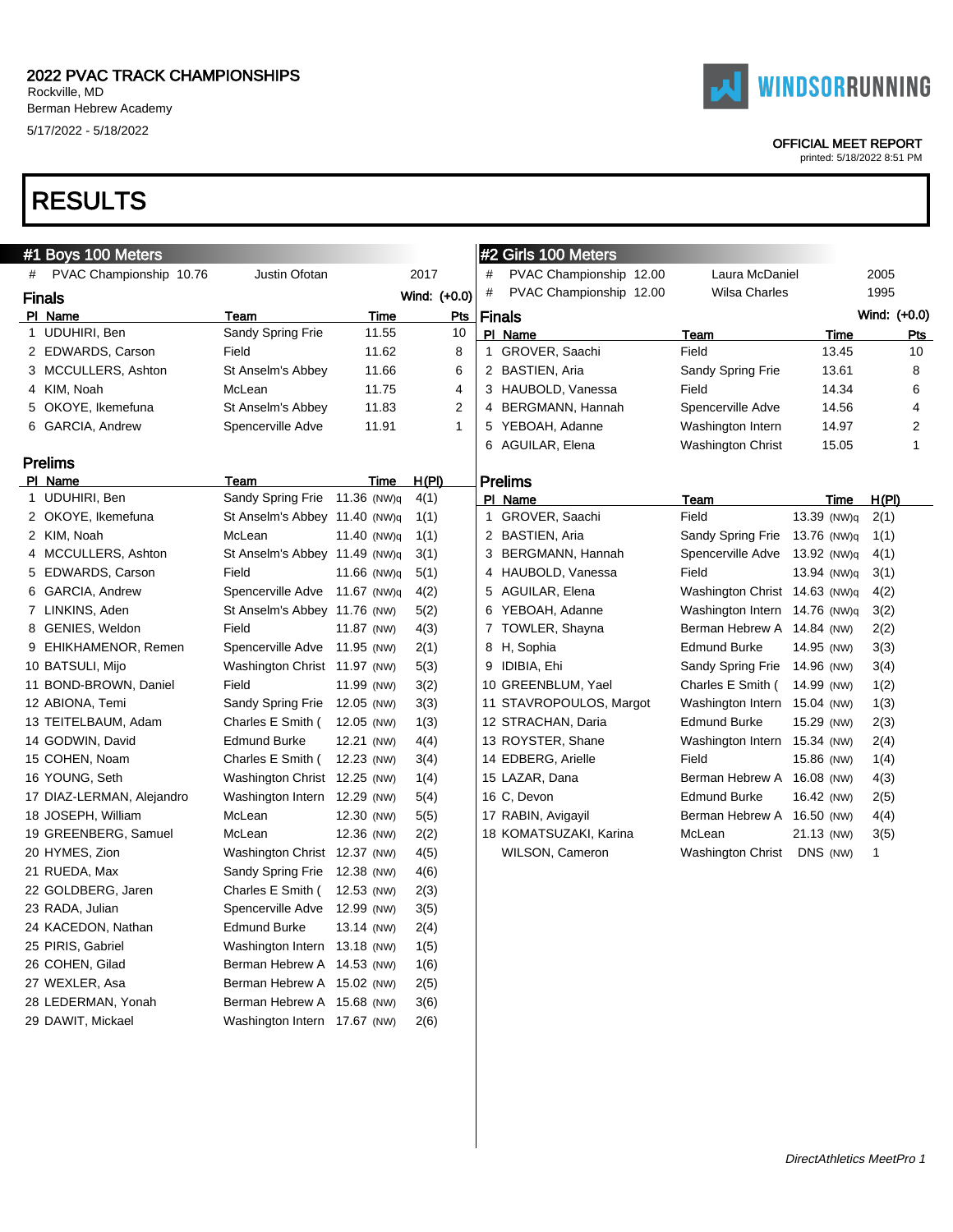2022 PVAC TRACK CHAMPIONSHIPS
Rockville, MD
Berman Hebrew Academy
5/17/2022 - 5/18/2022

OFFICIAL MEET REPORT
printed: 5/18/2022 8:51 PM

# RESULTS

## #1 Boys 100 Meters

| # | PVAC Championship | 10.76 | Justin Ofotan | 2017 |
|---|---|---|---|---|

### Finals

Wind: (+0.0)

| Pl | Name | Team | Time | Pts |
|---|---|---|---|---|
| 1 | UDUHIRI, Ben | Sandy Spring Frie | 11.55 | 10 |
| 2 | EDWARDS, Carson | Field | 11.62 | 8 |
| 3 | MCCULLERS, Ashton | St Anselm's Abbey | 11.66 | 6 |
| 4 | KIM, Noah | McLean | 11.75 | 4 |
| 5 | OKOYE, Ikemefuna | St Anselm's Abbey | 11.83 | 2 |
| 6 | GARCIA, Andrew | Spencerville Adve | 11.91 | 1 |

### Prelims

| Pl | Name | Team | Time | | H(Pl) |
|---|---|---|---|---|---|
| 1 | UDUHIRI, Ben | Sandy Spring Frie | 11.36 | (NW)q | 4(1) |
| 2 | OKOYE, Ikemefuna | St Anselm's Abbey | 11.40 | (NW)q | 1(1) |
| 2 | KIM, Noah | McLean | 11.40 | (NW)q | 1(1) |
| 4 | MCCULLERS, Ashton | St Anselm's Abbey | 11.49 | (NW)q | 3(1) |
| 5 | EDWARDS, Carson | Field | 11.66 | (NW)q | 5(1) |
| 6 | GARCIA, Andrew | Spencerville Adve | 11.67 | (NW)q | 4(2) |
| 7 | LINKINS, Aden | St Anselm's Abbey | 11.76 | (NW) | 5(2) |
| 8 | GENIES, Weldon | Field | 11.87 | (NW) | 4(3) |
| 9 | EHIKHAMENOR, Remen | Spencerville Adve | 11.95 | (NW) | 2(1) |
| 10 | BATSULI, Mijo | Washington Christ | 11.97 | (NW) | 5(3) |
| 11 | BOND-BROWN, Daniel | Field | 11.99 | (NW) | 3(2) |
| 12 | ABIONA, Temi | Sandy Spring Frie | 12.05 | (NW) | 3(3) |
| 13 | TEITELBAUM, Adam | Charles E Smith ( | 12.05 | (NW) | 1(3) |
| 14 | GODWIN, David | Edmund Burke | 12.21 | (NW) | 4(4) |
| 15 | COHEN, Noam | Charles E Smith ( | 12.23 | (NW) | 3(4) |
| 16 | YOUNG, Seth | Washington Christ | 12.25 | (NW) | 1(4) |
| 17 | DIAZ-LERMAN, Alejandro | Washington Intern | 12.29 | (NW) | 5(4) |
| 18 | JOSEPH, William | McLean | 12.30 | (NW) | 5(5) |
| 19 | GREENBERG, Samuel | McLean | 12.36 | (NW) | 2(2) |
| 20 | HYMES, Zion | Washington Christ | 12.37 | (NW) | 4(5) |
| 21 | RUEDA, Max | Sandy Spring Frie | 12.38 | (NW) | 4(6) |
| 22 | GOLDBERG, Jaren | Charles E Smith ( | 12.53 | (NW) | 2(3) |
| 23 | RADA, Julian | Spencerville Adve | 12.99 | (NW) | 3(5) |
| 24 | KACEDON, Nathan | Edmund Burke | 13.14 | (NW) | 2(4) |
| 25 | PIRIS, Gabriel | Washington Intern | 13.18 | (NW) | 1(5) |
| 26 | COHEN, Gilad | Berman Hebrew A | 14.53 | (NW) | 1(6) |
| 27 | WEXLER, Asa | Berman Hebrew A | 15.02 | (NW) | 2(5) |
| 28 | LEDERMAN, Yonah | Berman Hebrew A | 15.68 | (NW) | 3(6) |
| 29 | DAWIT, Mickael | Washington Intern | 17.67 | (NW) | 2(6) |

## #2 Girls 100 Meters

| # | PVAC Championship | 12.00 | Laura McDaniel | 2005 |
|---|---|---|---|---|
| # | PVAC Championship | 12.00 | Wilsa Charles | 1995 |

### Finals

Wind: (+0.0)

| Pl | Name | Team | Time | Pts |
|---|---|---|---|---|
| 1 | GROVER, Saachi | Field | 13.45 | 10 |
| 2 | BASTIEN, Aria | Sandy Spring Frie | 13.61 | 8 |
| 3 | HAUBOLD, Vanessa | Field | 14.34 | 6 |
| 4 | BERGMANN, Hannah | Spencerville Adve | 14.56 | 4 |
| 5 | YEBOAH, Adanne | Washington Intern | 14.97 | 2 |
| 6 | AGUILAR, Elena | Washington Christ | 15.05 | 1 |

### Prelims

| Pl | Name | Team | Time | | H(Pl) |
|---|---|---|---|---|---|
| 1 | GROVER, Saachi | Field | 13.39 | (NW)q | 2(1) |
| 2 | BASTIEN, Aria | Sandy Spring Frie | 13.76 | (NW)q | 1(1) |
| 3 | BERGMANN, Hannah | Spencerville Adve | 13.92 | (NW)q | 4(1) |
| 4 | HAUBOLD, Vanessa | Field | 13.94 | (NW)q | 3(1) |
| 5 | AGUILAR, Elena | Washington Christ | 14.63 | (NW)q | 4(2) |
| 6 | YEBOAH, Adanne | Washington Intern | 14.76 | (NW)q | 3(2) |
| 7 | TOWLER, Shayna | Berman Hebrew A | 14.84 | (NW) | 2(2) |
| 8 | H, Sophia | Edmund Burke | 14.95 | (NW) | 3(3) |
| 9 | IDIBIA, Ehi | Sandy Spring Frie | 14.96 | (NW) | 3(4) |
| 10 | GREENBLUM, Yael | Charles E Smith ( | 14.99 | (NW) | 1(2) |
| 11 | STAVROPOULOS, Margot | Washington Intern | 15.04 | (NW) | 1(3) |
| 12 | STRACHAN, Daria | Edmund Burke | 15.29 | (NW) | 2(3) |
| 13 | ROYSTER, Shane | Washington Intern | 15.34 | (NW) | 2(4) |
| 14 | EDBERG, Arielle | Field | 15.86 | (NW) | 1(4) |
| 15 | LAZAR, Dana | Berman Hebrew A | 16.08 | (NW) | 4(3) |
| 16 | C, Devon | Edmund Burke | 16.42 | (NW) | 2(5) |
| 17 | RABIN, Avigayil | Berman Hebrew A | 16.50 | (NW) | 4(4) |
| 18 | KOMATSUZAKI, Karina | McLean | 21.13 | (NW) | 3(5) |
| | WILSON, Cameron | Washington Christ | DNS | (NW) | 1 |

*DirectAthletics MeetPro 1*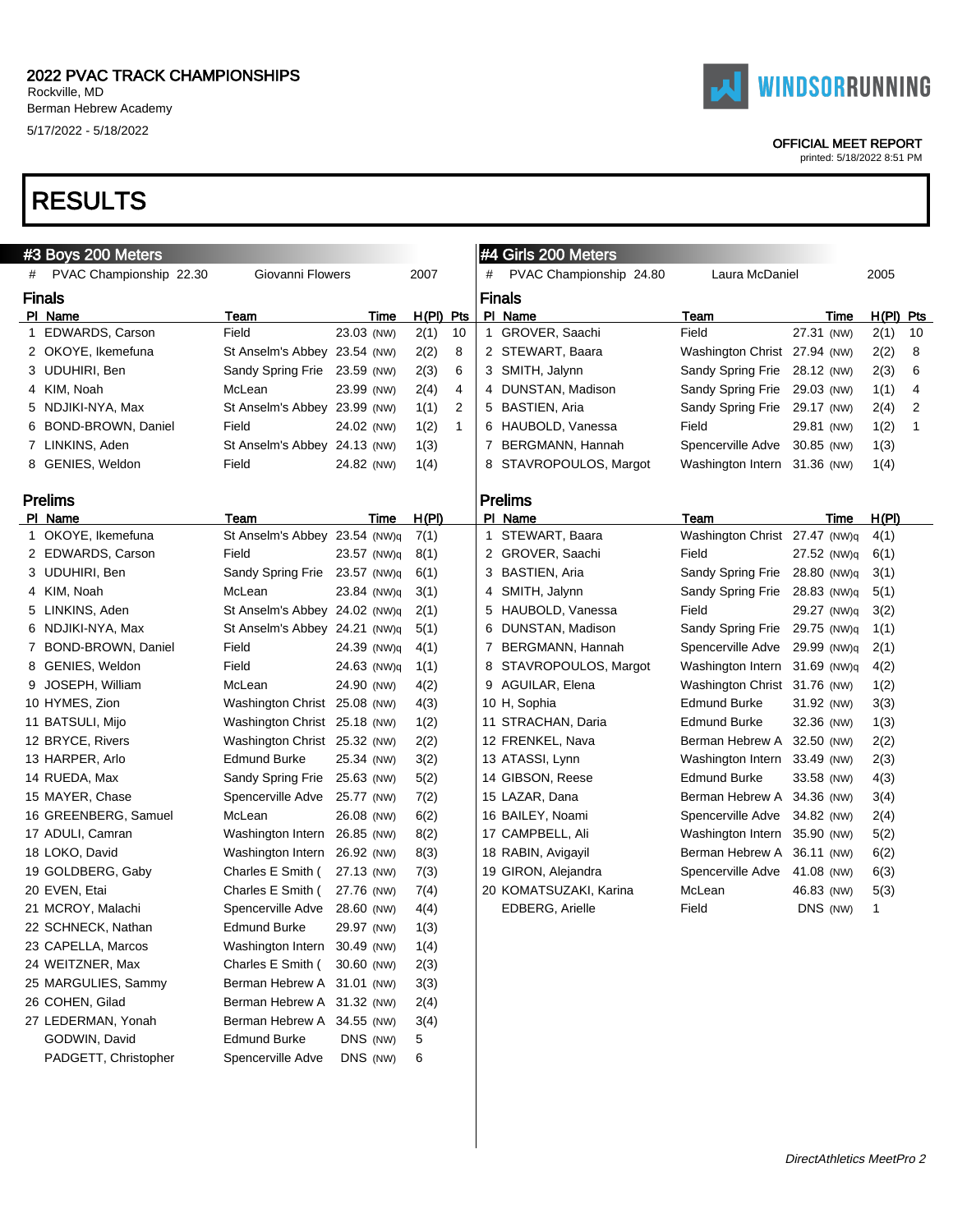2022 PVAC TRACK CHAMPIONSHIPS
Rockville, MD
Berman Hebrew Academy
5/17/2022 - 5/18/2022

OFFICIAL MEET REPORT
printed: 5/18/2022 8:51 PM

# RESULTS

## #3 Boys 200 Meters

| # | PVAC Championship | 22.30 | Giovanni Flowers | 2007 |
|---|---|---|---|---|

### Finals

| Pl | Name | Team | Time | | H(Pl) | Pts |
|---|---|---|---|---|---|---|
| 1 | EDWARDS, Carson | Field | 23.03 | (NW) | 2(1) | 10 |
| 2 | OKOYE, Ikemefuna | St Anselm's Abbey | 23.54 | (NW) | 2(2) | 8 |
| 3 | UDUHIRI, Ben | Sandy Spring Frie | 23.59 | (NW) | 2(3) | 6 |
| 4 | KIM, Noah | McLean | 23.99 | (NW) | 2(4) | 4 |
| 5 | NDJIKI-NYA, Max | St Anselm's Abbey | 23.99 | (NW) | 1(1) | 2 |
| 6 | BOND-BROWN, Daniel | Field | 24.02 | (NW) | 1(2) | 1 |
| 7 | LINKINS, Aden | St Anselm's Abbey | 24.13 | (NW) | 1(3) | |
| 8 | GENIES, Weldon | Field | 24.82 | (NW) | 1(4) | |

### Prelims

| Pl | Name | Team | Time | | H(Pl) |
|---|---|---|---|---|---|
| 1 | OKOYE, Ikemefuna | St Anselm's Abbey | 23.54 | (NW)q | 7(1) |
| 2 | EDWARDS, Carson | Field | 23.57 | (NW)q | 8(1) |
| 3 | UDUHIRI, Ben | Sandy Spring Frie | 23.57 | (NW)q | 6(1) |
| 4 | KIM, Noah | McLean | 23.84 | (NW)q | 3(1) |
| 5 | LINKINS, Aden | St Anselm's Abbey | 24.02 | (NW)q | 2(1) |
| 6 | NDJIKI-NYA, Max | St Anselm's Abbey | 24.21 | (NW)q | 5(1) |
| 7 | BOND-BROWN, Daniel | Field | 24.39 | (NW)q | 4(1) |
| 8 | GENIES, Weldon | Field | 24.63 | (NW)q | 1(1) |
| 9 | JOSEPH, William | McLean | 24.90 | (NW) | 4(2) |
| 10 | HYMES, Zion | Washington Christ | 25.08 | (NW) | 4(3) |
| 11 | BATSULI, Mijo | Washington Christ | 25.18 | (NW) | 1(2) |
| 12 | BRYCE, Rivers | Washington Christ | 25.32 | (NW) | 2(2) |
| 13 | HARPER, Arlo | Edmund Burke | 25.34 | (NW) | 3(2) |
| 14 | RUEDA, Max | Sandy Spring Frie | 25.63 | (NW) | 5(2) |
| 15 | MAYER, Chase | Spencerville Adve | 25.77 | (NW) | 7(2) |
| 16 | GREENBERG, Samuel | McLean | 26.08 | (NW) | 6(2) |
| 17 | ADULI, Camran | Washington Intern | 26.85 | (NW) | 8(2) |
| 18 | LOKO, David | Washington Intern | 26.92 | (NW) | 8(3) |
| 19 | GOLDBERG, Gaby | Charles E Smith ( | 27.13 | (NW) | 7(3) |
| 20 | EVEN, Etai | Charles E Smith ( | 27.76 | (NW) | 7(4) |
| 21 | MCROY, Malachi | Spencerville Adve | 28.60 | (NW) | 4(4) |
| 22 | SCHNECK, Nathan | Edmund Burke | 29.97 | (NW) | 1(3) |
| 23 | CAPELLA, Marcos | Washington Intern | 30.49 | (NW) | 1(4) |
| 24 | WEITZNER, Max | Charles E Smith ( | 30.60 | (NW) | 2(3) |
| 25 | MARGULIES, Sammy | Berman Hebrew A | 31.01 | (NW) | 3(3) |
| 26 | COHEN, Gilad | Berman Hebrew A | 31.32 | (NW) | 2(4) |
| 27 | LEDERMAN, Yonah | Berman Hebrew A | 34.55 | (NW) | 3(4) |
| | GODWIN, David | Edmund Burke | DNS | (NW) | 5 |
| | PADGETT, Christopher | Spencerville Adve | DNS | (NW) | 6 |

## #4 Girls 200 Meters

| # | PVAC Championship | 24.80 | Laura McDaniel | 2005 |
|---|---|---|---|---|

### Finals

| Pl | Name | Team | Time | | H(Pl) | Pts |
|---|---|---|---|---|---|---|
| 1 | GROVER, Saachi | Field | 27.31 | (NW) | 2(1) | 10 |
| 2 | STEWART, Baara | Washington Christ | 27.94 | (NW) | 2(2) | 8 |
| 3 | SMITH, Jalynn | Sandy Spring Frie | 28.12 | (NW) | 2(3) | 6 |
| 4 | DUNSTAN, Madison | Sandy Spring Frie | 29.03 | (NW) | 1(1) | 4 |
| 5 | BASTIEN, Aria | Sandy Spring Frie | 29.17 | (NW) | 2(4) | 2 |
| 6 | HAUBOLD, Vanessa | Field | 29.81 | (NW) | 1(2) | 1 |
| 7 | BERGMANN, Hannah | Spencerville Adve | 30.85 | (NW) | 1(3) | |
| 8 | STAVROPOULOS, Margot | Washington Intern | 31.36 | (NW) | 1(4) | |

### Prelims

| Pl | Name | Team | Time | | H(Pl) |
|---|---|---|---|---|---|
| 1 | STEWART, Baara | Washington Christ | 27.47 | (NW)q | 4(1) |
| 2 | GROVER, Saachi | Field | 27.52 | (NW)q | 6(1) |
| 3 | BASTIEN, Aria | Sandy Spring Frie | 28.80 | (NW)q | 3(1) |
| 4 | SMITH, Jalynn | Sandy Spring Frie | 28.83 | (NW)q | 5(1) |
| 5 | HAUBOLD, Vanessa | Field | 29.27 | (NW)q | 3(2) |
| 6 | DUNSTAN, Madison | Sandy Spring Frie | 29.75 | (NW)q | 1(1) |
| 7 | BERGMANN, Hannah | Spencerville Adve | 29.99 | (NW)q | 2(1) |
| 8 | STAVROPOULOS, Margot | Washington Intern | 31.69 | (NW)q | 4(2) |
| 9 | AGUILAR, Elena | Washington Christ | 31.76 | (NW) | 1(2) |
| 10 | H, Sophia | Edmund Burke | 31.92 | (NW) | 3(3) |
| 11 | STRACHAN, Daria | Edmund Burke | 32.36 | (NW) | 1(3) |
| 12 | FRENKEL, Nava | Berman Hebrew A | 32.50 | (NW) | 2(2) |
| 13 | ATASSI, Lynn | Washington Intern | 33.49 | (NW) | 2(3) |
| 14 | GIBSON, Reese | Edmund Burke | 33.58 | (NW) | 4(3) |
| 15 | LAZAR, Dana | Berman Hebrew A | 34.36 | (NW) | 3(4) |
| 16 | BAILEY, Noami | Spencerville Adve | 34.82 | (NW) | 2(4) |
| 17 | CAMPBELL, Ali | Washington Intern | 35.90 | (NW) | 5(2) |
| 18 | RABIN, Avigayil | Berman Hebrew A | 36.11 | (NW) | 6(2) |
| 19 | GIRON, Alejandra | Spencerville Adve | 41.08 | (NW) | 6(3) |
| 20 | KOMATSUZAKI, Karina | McLean | 46.83 | (NW) | 5(3) |
| | EDBERG, Arielle | Field | DNS | (NW) | 1 |

*DirectAthletics MeetPro 2*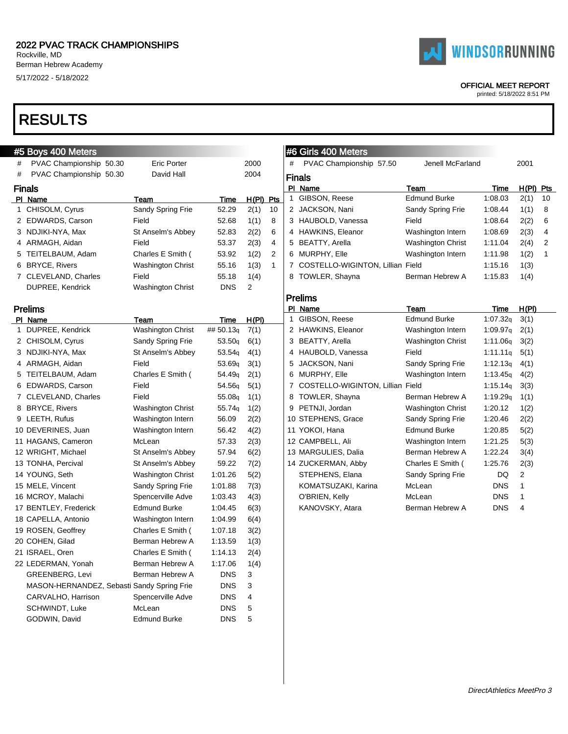2022 PVAC TRACK CHAMPIONSHIPS
Rockville, MD
Berman Hebrew Academy
5/17/2022 - 5/18/2022

OFFICIAL MEET REPORT
printed: 5/18/2022 8:51 PM

# RESULTS

## #5 Boys 400 Meters

| # | Record | Mark | Name | Year |
|---|---|---|---|---|
| # | PVAC Championship | 50.30 | Eric Porter | 2000 |
| # | PVAC Championship | 50.30 | David Hall | 2004 |

### Finals

| Pl | Name | Team | Time | H(Pl) | Pts |
|---|---|---|---|---|---|
| 1 | CHISOLM, Cyrus | Sandy Spring Frie | 52.29 | 2(1) | 10 |
| 2 | EDWARDS, Carson | Field | 52.68 | 1(1) | 8 |
| 3 | NDJIKI-NYA, Max | St Anselm's Abbey | 52.83 | 2(2) | 6 |
| 4 | ARMAGH, Aidan | Field | 53.37 | 2(3) | 4 |
| 5 | TEITELBAUM, Adam | Charles E Smith ( | 53.92 | 1(2) | 2 |
| 6 | BRYCE, Rivers | Washington Christ | 55.16 | 1(3) | 1 |
| 7 | CLEVELAND, Charles | Field | 55.18 | 1(4) | |
| | DUPREE, Kendrick | Washington Christ | DNS | 2 | |

### Prelims

| Pl | Name | Team | Time | H(Pl) |
|---|---|---|---|---|
| 1 | DUPREE, Kendrick | Washington Christ | ## 50.13q | 7(1) |
| 2 | CHISOLM, Cyrus | Sandy Spring Frie | 53.50q | 6(1) |
| 3 | NDJIKI-NYA, Max | St Anselm's Abbey | 53.54q | 4(1) |
| 4 | ARMAGH, Aidan | Field | 53.69q | 3(1) |
| 5 | TEITELBAUM, Adam | Charles E Smith ( | 54.49q | 2(1) |
| 6 | EDWARDS, Carson | Field | 54.56q | 5(1) |
| 7 | CLEVELAND, Charles | Field | 55.08q | 1(1) |
| 8 | BRYCE, Rivers | Washington Christ | 55.74q | 1(2) |
| 9 | LEETH, Rufus | Washington Intern | 56.09 | 2(2) |
| 10 | DEVERINES, Juan | Washington Intern | 56.42 | 4(2) |
| 11 | HAGANS, Cameron | McLean | 57.33 | 2(3) |
| 12 | WRIGHT, Michael | St Anselm's Abbey | 57.94 | 6(2) |
| 13 | TONHA, Percival | St Anselm's Abbey | 59.22 | 7(2) |
| 14 | YOUNG, Seth | Washington Christ | 1:01.26 | 5(2) |
| 15 | MELE, Vincent | Sandy Spring Frie | 1:01.88 | 7(3) |
| 16 | MCROY, Malachi | Spencerville Adve | 1:03.43 | 4(3) |
| 17 | BENTLEY, Frederick | Edmund Burke | 1:04.45 | 6(3) |
| 18 | CAPELLA, Antonio | Washington Intern | 1:04.99 | 6(4) |
| 19 | ROSEN, Geoffrey | Charles E Smith ( | 1:07.18 | 3(2) |
| 20 | COHEN, Gilad | Berman Hebrew A | 1:13.59 | 1(3) |
| 21 | ISRAEL, Oren | Charles E Smith ( | 1:14.13 | 2(4) |
| 22 | LEDERMAN, Yonah | Berman Hebrew A | 1:17.06 | 1(4) |
| | GREENBERG, Levi | Berman Hebrew A | DNS | 3 |
| | MASON-HERNANDEZ, Sebasti | Sandy Spring Frie | DNS | 3 |
| | CARVALHO, Harrison | Spencerville Adve | DNS | 4 |
| | SCHWINDT, Luke | McLean | DNS | 5 |
| | GODWIN, David | Edmund Burke | DNS | 5 |

## #6 Girls 400 Meters

| # | Record | Mark | Name | Year |
|---|---|---|---|---|
| # | PVAC Championship | 57.50 | Jenell McFarland | 2001 |

### Finals

| Pl | Name | Team | Time | H(Pl) | Pts |
|---|---|---|---|---|---|
| 1 | GIBSON, Reese | Edmund Burke | 1:08.03 | 2(1) | 10 |
| 2 | JACKSON, Nani | Sandy Spring Frie | 1:08.44 | 1(1) | 8 |
| 3 | HAUBOLD, Vanessa | Field | 1:08.64 | 2(2) | 6 |
| 4 | HAWKINS, Eleanor | Washington Intern | 1:08.69 | 2(3) | 4 |
| 5 | BEATTY, Arella | Washington Christ | 1:11.04 | 2(4) | 2 |
| 6 | MURPHY, Elle | Washington Intern | 1:11.98 | 1(2) | 1 |
| 7 | COSTELLO-WIGINTON, Lillian | Field | 1:15.16 | 1(3) | |
| 8 | TOWLER, Shayna | Berman Hebrew A | 1:15.83 | 1(4) | |

### Prelims

| Pl | Name | Team | Time | H(Pl) |
|---|---|---|---|---|
| 1 | GIBSON, Reese | Edmund Burke | 1:07.32q | 3(1) |
| 2 | HAWKINS, Eleanor | Washington Intern | 1:09.97q | 2(1) |
| 3 | BEATTY, Arella | Washington Christ | 1:11.06q | 3(2) |
| 4 | HAUBOLD, Vanessa | Field | 1:11.11q | 5(1) |
| 5 | JACKSON, Nani | Sandy Spring Frie | 1:12.13q | 4(1) |
| 6 | MURPHY, Elle | Washington Intern | 1:13.45q | 4(2) |
| 7 | COSTELLO-WIGINTON, Lillian | Field | 1:15.14q | 3(3) |
| 8 | TOWLER, Shayna | Berman Hebrew A | 1:19.29q | 1(1) |
| 9 | PETNJI, Jordan | Washington Christ | 1:20.12 | 1(2) |
| 10 | STEPHENS, Grace | Sandy Spring Frie | 1:20.46 | 2(2) |
| 11 | YOKOI, Hana | Edmund Burke | 1:20.85 | 5(2) |
| 12 | CAMPBELL, Ali | Washington Intern | 1:21.25 | 5(3) |
| 13 | MARGULIES, Dalia | Berman Hebrew A | 1:22.24 | 3(4) |
| 14 | ZUCKERMAN, Abby | Charles E Smith ( | 1:25.76 | 2(3) |
| | STEPHENS, Elana | Sandy Spring Frie | DQ | 2 |
| | KOMATSUZAKI, Karina | McLean | DNS | 1 |
| | O'BRIEN, Kelly | McLean | DNS | 1 |
| | KANOVSKY, Atara | Berman Hebrew A | DNS | 4 |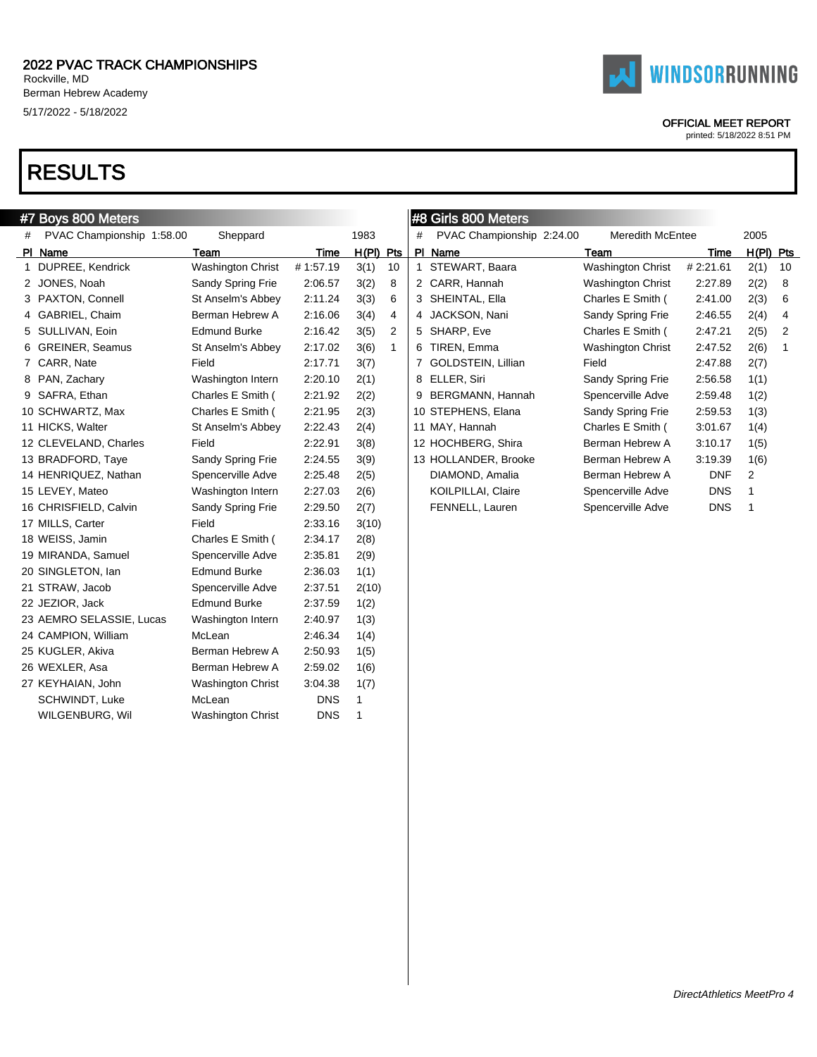2022 PVAC TRACK CHAMPIONSHIPS
Rockville, MD
Berman Hebrew Academy
5/17/2022 - 5/18/2022

WINDSORRUNNING

OFFICIAL MEET REPORT
printed: 5/18/2022 8:51 PM

# RESULTS

## #7 Boys 800 Meters

# PVAC Championship 1:58.00 Sheppard 1983

| Pl | Name | Team | Time | H(Pl) | Pts |
|---|---|---|---|---|---|
| 1 | DUPREE, Kendrick | Washington Christ | # 1:57.19 | 3(1) | 10 |
| 2 | JONES, Noah | Sandy Spring Frie | 2:06.57 | 3(2) | 8 |
| 3 | PAXTON, Connell | St Anselm's Abbey | 2:11.24 | 3(3) | 6 |
| 4 | GABRIEL, Chaim | Berman Hebrew A | 2:16.06 | 3(4) | 4 |
| 5 | SULLIVAN, Eoin | Edmund Burke | 2:16.42 | 3(5) | 2 |
| 6 | GREINER, Seamus | St Anselm's Abbey | 2:17.02 | 3(6) | 1 |
| 7 | CARR, Nate | Field | 2:17.71 | 3(7) | |
| 8 | PAN, Zachary | Washington Intern | 2:20.10 | 2(1) | |
| 9 | SAFRA, Ethan | Charles E Smith ( | 2:21.92 | 2(2) | |
| 10 | SCHWARTZ, Max | Charles E Smith ( | 2:21.95 | 2(3) | |
| 11 | HICKS, Walter | St Anselm's Abbey | 2:22.43 | 2(4) | |
| 12 | CLEVELAND, Charles | Field | 2:22.91 | 3(8) | |
| 13 | BRADFORD, Taye | Sandy Spring Frie | 2:24.55 | 3(9) | |
| 14 | HENRIQUEZ, Nathan | Spencerville Adve | 2:25.48 | 2(5) | |
| 15 | LEVEY, Mateo | Washington Intern | 2:27.03 | 2(6) | |
| 16 | CHRISFIELD, Calvin | Sandy Spring Frie | 2:29.50 | 2(7) | |
| 17 | MILLS, Carter | Field | 2:33.16 | 3(10) | |
| 18 | WEISS, Jamin | Charles E Smith ( | 2:34.17 | 2(8) | |
| 19 | MIRANDA, Samuel | Spencerville Adve | 2:35.81 | 2(9) | |
| 20 | SINGLETON, Ian | Edmund Burke | 2:36.03 | 1(1) | |
| 21 | STRAW, Jacob | Spencerville Adve | 2:37.51 | 2(10) | |
| 22 | JEZIOR, Jack | Edmund Burke | 2:37.59 | 1(2) | |
| 23 | AEMRO SELASSIE, Lucas | Washington Intern | 2:40.97 | 1(3) | |
| 24 | CAMPION, William | McLean | 2:46.34 | 1(4) | |
| 25 | KUGLER, Akiva | Berman Hebrew A | 2:50.93 | 1(5) | |
| 26 | WEXLER, Asa | Berman Hebrew A | 2:59.02 | 1(6) | |
| 27 | KEYHAIAN, John | Washington Christ | 3:04.38 | 1(7) | |
| | SCHWINDT, Luke | McLean | DNS | 1 | |
| | WILGENBURG, Wil | Washington Christ | DNS | 1 | |

## #8 Girls 800 Meters

# PVAC Championship 2:24.00 Meredith McEntee 2005

| Pl | Name | Team | Time | H(Pl) | Pts |
|---|---|---|---|---|---|
| 1 | STEWART, Baara | Washington Christ | # 2:21.61 | 2(1) | 10 |
| 2 | CARR, Hannah | Washington Christ | 2:27.89 | 2(2) | 8 |
| 3 | SHEINTAL, Ella | Charles E Smith ( | 2:41.00 | 2(3) | 6 |
| 4 | JACKSON, Nani | Sandy Spring Frie | 2:46.55 | 2(4) | 4 |
| 5 | SHARP, Eve | Charles E Smith ( | 2:47.21 | 2(5) | 2 |
| 6 | TIREN, Emma | Washington Christ | 2:47.52 | 2(6) | 1 |
| 7 | GOLDSTEIN, Lillian | Field | 2:47.88 | 2(7) | |
| 8 | ELLER, Siri | Sandy Spring Frie | 2:56.58 | 1(1) | |
| 9 | BERGMANN, Hannah | Spencerville Adve | 2:59.48 | 1(2) | |
| 10 | STEPHENS, Elana | Sandy Spring Frie | 2:59.53 | 1(3) | |
| 11 | MAY, Hannah | Charles E Smith ( | 3:01.67 | 1(4) | |
| 12 | HOCHBERG, Shira | Berman Hebrew A | 3:10.17 | 1(5) | |
| 13 | HOLLANDER, Brooke | Berman Hebrew A | 3:19.39 | 1(6) | |
| | DIAMOND, Amalia | Berman Hebrew A | DNF | 2 | |
| | KOILPILLAI, Claire | Spencerville Adve | DNS | 1 | |
| | FENNELL, Lauren | Spencerville Adve | DNS | 1 | |

*DirectAthletics MeetPro 4*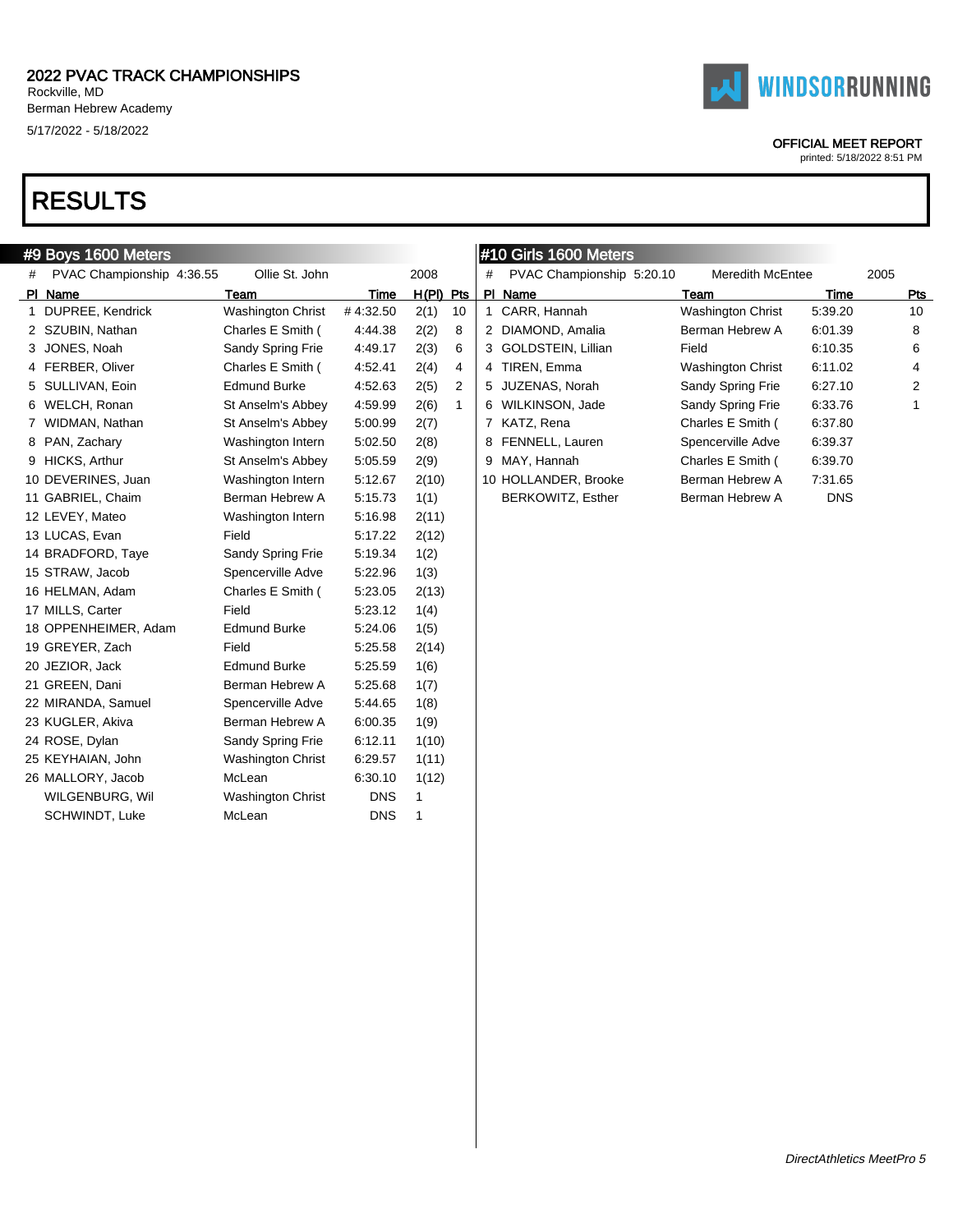# 2022 PVAC TRACK CHAMPIONSHIPS

Rockville, MD
Berman Hebrew Academy
5/17/2022 - 5/18/2022

OFFICIAL MEET REPORT
printed: 5/18/2022 8:51 PM

# RESULTS

## #9 Boys 1600 Meters

| # | PVAC Championship 4:36.55 | Ollie St. John | | 2008 | |
|---|---|---|---|---|---|
| **Pl** | **Name** | **Team** | **Time** | **H(Pl)** | **Pts** |
| 1 | DUPREE, Kendrick | Washington Christ | # 4:32.50 | 2(1) | 10 |
| 2 | SZUBIN, Nathan | Charles E Smith ( | 4:44.38 | 2(2) | 8 |
| 3 | JONES, Noah | Sandy Spring Frie | 4:49.17 | 2(3) | 6 |
| 4 | FERBER, Oliver | Charles E Smith ( | 4:52.41 | 2(4) | 4 |
| 5 | SULLIVAN, Eoin | Edmund Burke | 4:52.63 | 2(5) | 2 |
| 6 | WELCH, Ronan | St Anselm's Abbey | 4:59.99 | 2(6) | 1 |
| 7 | WIDMAN, Nathan | St Anselm's Abbey | 5:00.99 | 2(7) | |
| 8 | PAN, Zachary | Washington Intern | 5:02.50 | 2(8) | |
| 9 | HICKS, Arthur | St Anselm's Abbey | 5:05.59 | 2(9) | |
| 10 | DEVERINES, Juan | Washington Intern | 5:12.67 | 2(10) | |
| 11 | GABRIEL, Chaim | Berman Hebrew A | 5:15.73 | 1(1) | |
| 12 | LEVEY, Mateo | Washington Intern | 5:16.98 | 2(11) | |
| 13 | LUCAS, Evan | Field | 5:17.22 | 2(12) | |
| 14 | BRADFORD, Taye | Sandy Spring Frie | 5:19.34 | 1(2) | |
| 15 | STRAW, Jacob | Spencerville Adve | 5:22.96 | 1(3) | |
| 16 | HELMAN, Adam | Charles E Smith ( | 5:23.05 | 2(13) | |
| 17 | MILLS, Carter | Field | 5:23.12 | 1(4) | |
| 18 | OPPENHEIMER, Adam | Edmund Burke | 5:24.06 | 1(5) | |
| 19 | GREYER, Zach | Field | 5:25.58 | 2(14) | |
| 20 | JEZIOR, Jack | Edmund Burke | 5:25.59 | 1(6) | |
| 21 | GREEN, Dani | Berman Hebrew A | 5:25.68 | 1(7) | |
| 22 | MIRANDA, Samuel | Spencerville Adve | 5:44.65 | 1(8) | |
| 23 | KUGLER, Akiva | Berman Hebrew A | 6:00.35 | 1(9) | |
| 24 | ROSE, Dylan | Sandy Spring Frie | 6:12.11 | 1(10) | |
| 25 | KEYHAIAN, John | Washington Christ | 6:29.57 | 1(11) | |
| 26 | MALLORY, Jacob | McLean | 6:30.10 | 1(12) | |
| | WILGENBURG, Wil | Washington Christ | DNS | 1 | |
| | SCHWINDT, Luke | McLean | DNS | 1 | |

## #10 Girls 1600 Meters

| # | PVAC Championship 5:20.10 | Meredith McEntee | 2005 | |
|---|---|---|---|---|
| **Pl** | **Name** | **Team** | **Time** | **Pts** |
| 1 | CARR, Hannah | Washington Christ | 5:39.20 | 10 |
| 2 | DIAMOND, Amalia | Berman Hebrew A | 6:01.39 | 8 |
| 3 | GOLDSTEIN, Lillian | Field | 6:10.35 | 6 |
| 4 | TIREN, Emma | Washington Christ | 6:11.02 | 4 |
| 5 | JUZENAS, Norah | Sandy Spring Frie | 6:27.10 | 2 |
| 6 | WILKINSON, Jade | Sandy Spring Frie | 6:33.76 | 1 |
| 7 | KATZ, Rena | Charles E Smith ( | 6:37.80 | |
| 8 | FENNELL, Lauren | Spencerville Adve | 6:39.37 | |
| 9 | MAY, Hannah | Charles E Smith ( | 6:39.70 | |
| 10 | HOLLANDER, Brooke | Berman Hebrew A | 7:31.65 | |
| | BERKOWITZ, Esther | Berman Hebrew A | DNS | |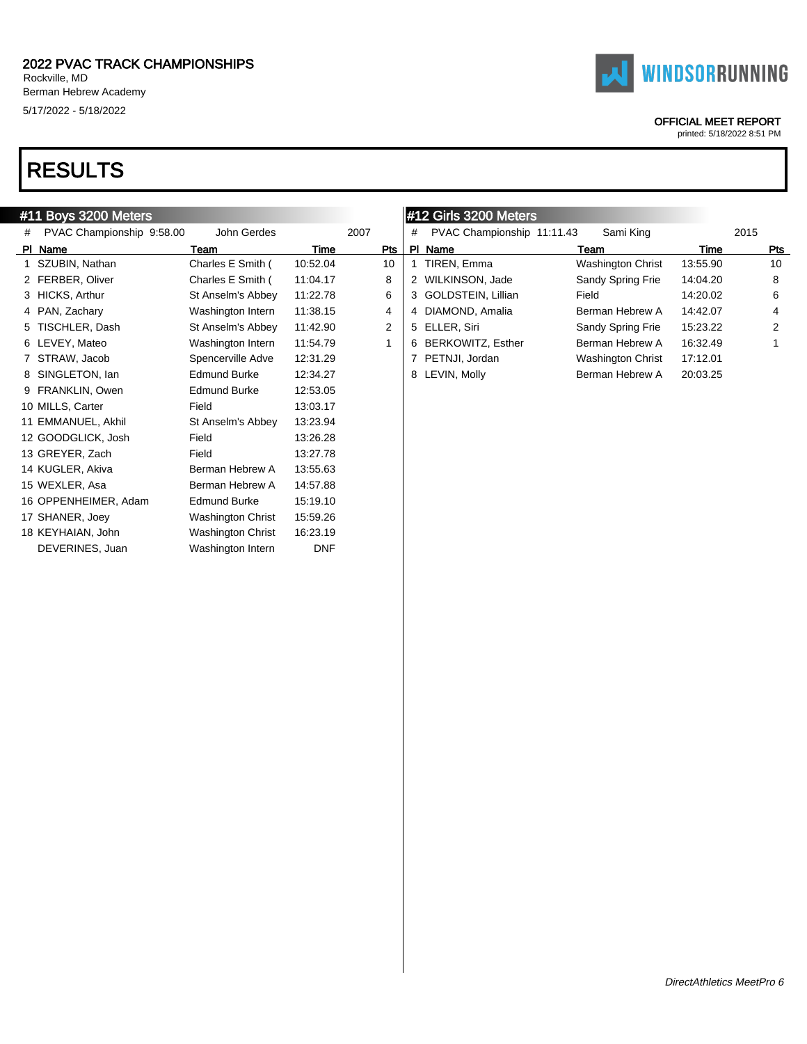2022 PVAC TRACK CHAMPIONSHIPS
Rockville, MD
Berman Hebrew Academy
5/17/2022 - 5/18/2022

WINDSORRUNNING

OFFICIAL MEET REPORT
printed: 5/18/2022 8:51 PM

# RESULTS

## #11 Boys 3200 Meters

| # | PVAC Championship 9:58.00 | John Gerdes | 2007 | |
|---|---|---|---|---|
| **Pl** | **Name** | **Team** | **Time** | **Pts** |
| 1 | SZUBIN, Nathan | Charles E Smith ( | 10:52.04 | 10 |
| 2 | FERBER, Oliver | Charles E Smith ( | 11:04.17 | 8 |
| 3 | HICKS, Arthur | St Anselm's Abbey | 11:22.78 | 6 |
| 4 | PAN, Zachary | Washington Intern | 11:38.15 | 4 |
| 5 | TISCHLER, Dash | St Anselm's Abbey | 11:42.90 | 2 |
| 6 | LEVEY, Mateo | Washington Intern | 11:54.79 | 1 |
| 7 | STRAW, Jacob | Spencerville Adve | 12:31.29 | |
| 8 | SINGLETON, Ian | Edmund Burke | 12:34.27 | |
| 9 | FRANKLIN, Owen | Edmund Burke | 12:53.05 | |
| 10 | MILLS, Carter | Field | 13:03.17 | |
| 11 | EMMANUEL, Akhil | St Anselm's Abbey | 13:23.94 | |
| 12 | GOODGLICK, Josh | Field | 13:26.28 | |
| 13 | GREYER, Zach | Field | 13:27.78 | |
| 14 | KUGLER, Akiva | Berman Hebrew A | 13:55.63 | |
| 15 | WEXLER, Asa | Berman Hebrew A | 14:57.88 | |
| 16 | OPPENHEIMER, Adam | Edmund Burke | 15:19.10 | |
| 17 | SHANER, Joey | Washington Christ | 15:59.26 | |
| 18 | KEYHAIAN, John | Washington Christ | 16:23.19 | |
| | DEVERINES, Juan | Washington Intern | DNF | |

## #12 Girls 3200 Meters

| # | PVAC Championship 11:11.43 | Sami King | 2015 | |
|---|---|---|---|---|
| **Pl** | **Name** | **Team** | **Time** | **Pts** |
| 1 | TIREN, Emma | Washington Christ | 13:55.90 | 10 |
| 2 | WILKINSON, Jade | Sandy Spring Frie | 14:04.20 | 8 |
| 3 | GOLDSTEIN, Lillian | Field | 14:20.02 | 6 |
| 4 | DIAMOND, Amalia | Berman Hebrew A | 14:42.07 | 4 |
| 5 | ELLER, Siri | Sandy Spring Frie | 15:23.22 | 2 |
| 6 | BERKOWITZ, Esther | Berman Hebrew A | 16:32.49 | 1 |
| 7 | PETNJI, Jordan | Washington Christ | 17:12.01 | |
| 8 | LEVIN, Molly | Berman Hebrew A | 20:03.25 | |

*DirectAthletics MeetPro 6*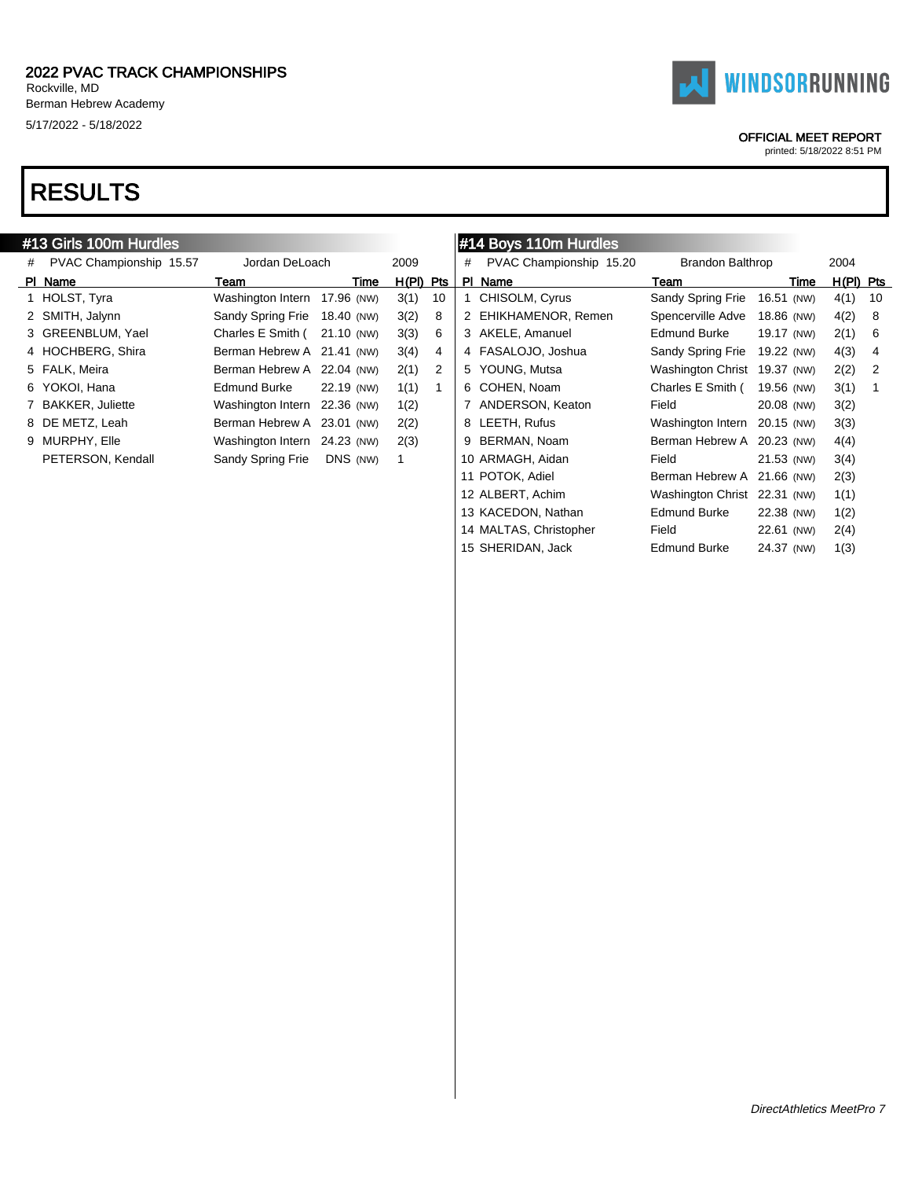2022 PVAC TRACK CHAMPIONSHIPS
Rockville, MD
Berman Hebrew Academy
5/17/2022 - 5/18/2022

OFFICIAL MEET REPORT
printed: 5/18/2022 8:51 PM

# RESULTS

## #13 Girls 100m Hurdles

| # | PVAC Championship 15.57 | Jordan DeLoach | | 2009 | |
|---|---|---|---|---|---|
| **Pl** | **Name** | **Team** | **Time** | **H(Pl)** | **Pts** |
| 1 | HOLST, Tyra | Washington Intern | 17.96 (NW) | 3(1) | 10 |
| 2 | SMITH, Jalynn | Sandy Spring Frie | 18.40 (NW) | 3(2) | 8 |
| 3 | GREENBLUM, Yael | Charles E Smith ( | 21.10 (NW) | 3(3) | 6 |
| 4 | HOCHBERG, Shira | Berman Hebrew A | 21.41 (NW) | 3(4) | 4 |
| 5 | FALK, Meira | Berman Hebrew A | 22.04 (NW) | 2(1) | 2 |
| 6 | YOKOI, Hana | Edmund Burke | 22.19 (NW) | 1(1) | 1 |
| 7 | BAKKER, Juliette | Washington Intern | 22.36 (NW) | 1(2) | |
| 8 | DE METZ, Leah | Berman Hebrew A | 23.01 (NW) | 2(2) | |
| 9 | MURPHY, Elle | Washington Intern | 24.23 (NW) | 2(3) | |
| | PETERSON, Kendall | Sandy Spring Frie | DNS (NW) | 1 | |

## #14 Boys 110m Hurdles

| # | PVAC Championship 15.20 | Brandon Balthrop | | 2004 | |
|---|---|---|---|---|---|
| **Pl** | **Name** | **Team** | **Time** | **H(Pl)** | **Pts** |
| 1 | CHISOLM, Cyrus | Sandy Spring Frie | 16.51 (NW) | 4(1) | 10 |
| 2 | EHIKHAMENOR, Remen | Spencerville Adve | 18.86 (NW) | 4(2) | 8 |
| 3 | AKELE, Amanuel | Edmund Burke | 19.17 (NW) | 2(1) | 6 |
| 4 | FASALOJO, Joshua | Sandy Spring Frie | 19.22 (NW) | 4(3) | 4 |
| 5 | YOUNG, Mutsa | Washington Christ | 19.37 (NW) | 2(2) | 2 |
| 6 | COHEN, Noam | Charles E Smith ( | 19.56 (NW) | 3(1) | 1 |
| 7 | ANDERSON, Keaton | Field | 20.08 (NW) | 3(2) | |
| 8 | LEETH, Rufus | Washington Intern | 20.15 (NW) | 3(3) | |
| 9 | BERMAN, Noam | Berman Hebrew A | 20.23 (NW) | 4(4) | |
| 10 | ARMAGH, Aidan | Field | 21.53 (NW) | 3(4) | |
| 11 | POTOK, Adiel | Berman Hebrew A | 21.66 (NW) | 2(3) | |
| 12 | ALBERT, Achim | Washington Christ | 22.31 (NW) | 1(1) | |
| 13 | KACEDON, Nathan | Edmund Burke | 22.38 (NW) | 1(2) | |
| 14 | MALTAS, Christopher | Field | 22.61 (NW) | 2(4) | |
| 15 | SHERIDAN, Jack | Edmund Burke | 24.37 (NW) | 1(3) | |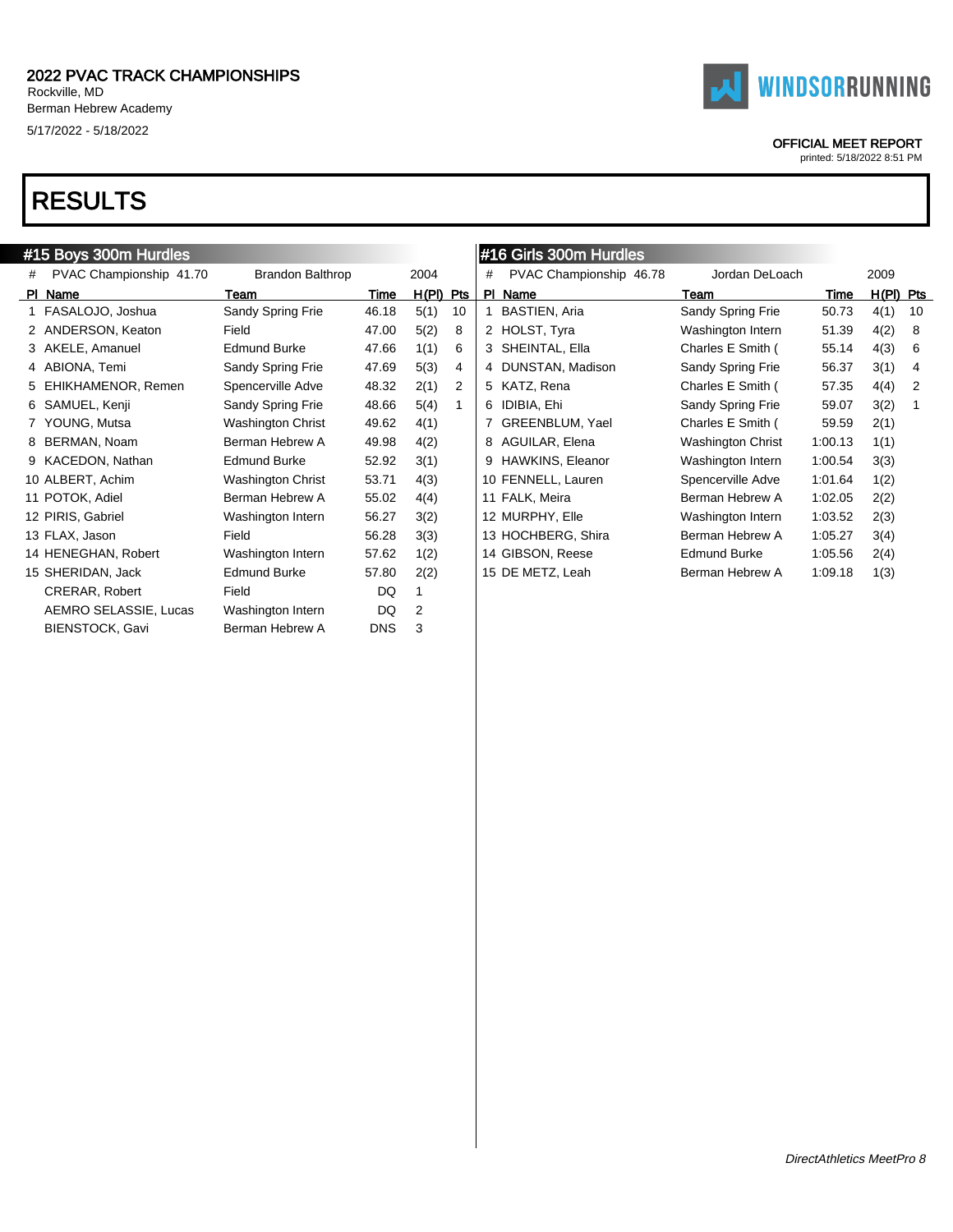2022 PVAC TRACK CHAMPIONSHIPS
Rockville, MD
Berman Hebrew Academy
5/17/2022 - 5/18/2022

OFFICIAL MEET REPORT
printed: 5/18/2022 8:51 PM

# RESULTS

## #15 Boys 300m Hurdles

| # | PVAC Championship 41.70 | Brandon Balthrop | 2004 | | |
|---|---|---|---|---|---|
| **Pl** | **Name** | **Team** | **Time** | **H(Pl)** | **Pts** |
| 1 | FASALOJO, Joshua | Sandy Spring Frie | 46.18 | 5(1) | 10 |
| 2 | ANDERSON, Keaton | Field | 47.00 | 5(2) | 8 |
| 3 | AKELE, Amanuel | Edmund Burke | 47.66 | 1(1) | 6 |
| 4 | ABIONA, Temi | Sandy Spring Frie | 47.69 | 5(3) | 4 |
| 5 | EHIKHAMENOR, Remen | Spencerville Adve | 48.32 | 2(1) | 2 |
| 6 | SAMUEL, Kenji | Sandy Spring Frie | 48.66 | 5(4) | 1 |
| 7 | YOUNG, Mutsa | Washington Christ | 49.62 | 4(1) | |
| 8 | BERMAN, Noam | Berman Hebrew A | 49.98 | 4(2) | |
| 9 | KACEDON, Nathan | Edmund Burke | 52.92 | 3(1) | |
| 10 | ALBERT, Achim | Washington Christ | 53.71 | 4(3) | |
| 11 | POTOK, Adiel | Berman Hebrew A | 55.02 | 4(4) | |
| 12 | PIRIS, Gabriel | Washington Intern | 56.27 | 3(2) | |
| 13 | FLAX, Jason | Field | 56.28 | 3(3) | |
| 14 | HENEGHAN, Robert | Washington Intern | 57.62 | 1(2) | |
| 15 | SHERIDAN, Jack | Edmund Burke | 57.80 | 2(2) | |
| | CRERAR, Robert | Field | DQ | 1 | |
| | AEMRO SELASSIE, Lucas | Washington Intern | DQ | 2 | |
| | BIENSTOCK, Gavi | Berman Hebrew A | DNS | 3 | |

## #16 Girls 300m Hurdles

| # | PVAC Championship 46.78 | Jordan DeLoach | 2009 | | |
|---|---|---|---|---|---|
| **Pl** | **Name** | **Team** | **Time** | **H(Pl)** | **Pts** |
| 1 | BASTIEN, Aria | Sandy Spring Frie | 50.73 | 4(1) | 10 |
| 2 | HOLST, Tyra | Washington Intern | 51.39 | 4(2) | 8 |
| 3 | SHEINTAL, Ella | Charles E Smith ( | 55.14 | 4(3) | 6 |
| 4 | DUNSTAN, Madison | Sandy Spring Frie | 56.37 | 3(1) | 4 |
| 5 | KATZ, Rena | Charles E Smith ( | 57.35 | 4(4) | 2 |
| 6 | IDIBIA, Ehi | Sandy Spring Frie | 59.07 | 3(2) | 1 |
| 7 | GREENBLUM, Yael | Charles E Smith ( | 59.59 | 2(1) | |
| 8 | AGUILAR, Elena | Washington Christ | 1:00.13 | 1(1) | |
| 9 | HAWKINS, Eleanor | Washington Intern | 1:00.54 | 3(3) | |
| 10 | FENNELL, Lauren | Spencerville Adve | 1:01.64 | 1(2) | |
| 11 | FALK, Meira | Berman Hebrew A | 1:02.05 | 2(2) | |
| 12 | MURPHY, Elle | Washington Intern | 1:03.52 | 2(3) | |
| 13 | HOCHBERG, Shira | Berman Hebrew A | 1:05.27 | 3(4) | |
| 14 | GIBSON, Reese | Edmund Burke | 1:05.56 | 2(4) | |
| 15 | DE METZ, Leah | Berman Hebrew A | 1:09.18 | 1(3) | |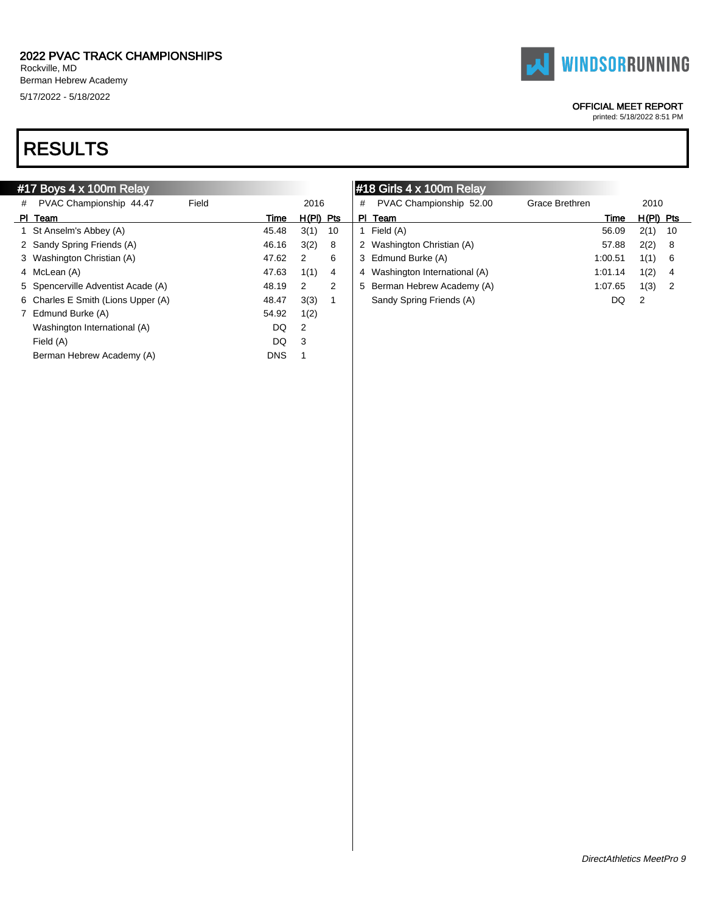2022 PVAC TRACK CHAMPIONSHIPS
Rockville, MD
Berman Hebrew Academy
5/17/2022 - 5/18/2022

OFFICIAL MEET REPORT
printed: 5/18/2022 8:51 PM

# RESULTS

## #17 Boys 4 x 100m Relay

| # | PVAC Championship 44.47 | Field | 2016 | |
|---|---|---|---|---|
| **Pl** | **Team** | **Time** | **H(Pl)** | **Pts** |
| 1 | St Anselm's Abbey (A) | 45.48 | 3(1) | 10 |
| 2 | Sandy Spring Friends (A) | 46.16 | 3(2) | 8 |
| 3 | Washington Christian (A) | 47.62 | 2 | 6 |
| 4 | McLean (A) | 47.63 | 1(1) | 4 |
| 5 | Spencerville Adventist Acade (A) | 48.19 | 2 | 2 |
| 6 | Charles E Smith (Lions Upper (A) | 48.47 | 3(3) | 1 |
| 7 | Edmund Burke (A) | 54.92 | 1(2) | |
| | Washington International (A) | DQ | 2 | |
| | Field (A) | DQ | 3 | |
| | Berman Hebrew Academy (A) | DNS | 1 | |

## #18 Girls 4 x 100m Relay

| # | PVAC Championship 52.00 | Grace Brethren | 2010 | |
|---|---|---|---|---|
| **Pl** | **Team** | **Time** | **H(Pl)** | **Pts** |
| 1 | Field (A) | 56.09 | 2(1) | 10 |
| 2 | Washington Christian (A) | 57.88 | 2(2) | 8 |
| 3 | Edmund Burke (A) | 1:00.51 | 1(1) | 6 |
| 4 | Washington International (A) | 1:01.14 | 1(2) | 4 |
| 5 | Berman Hebrew Academy (A) | 1:07.65 | 1(3) | 2 |
| | Sandy Spring Friends (A) | DQ | 2 | |

*DirectAthletics MeetPro 9*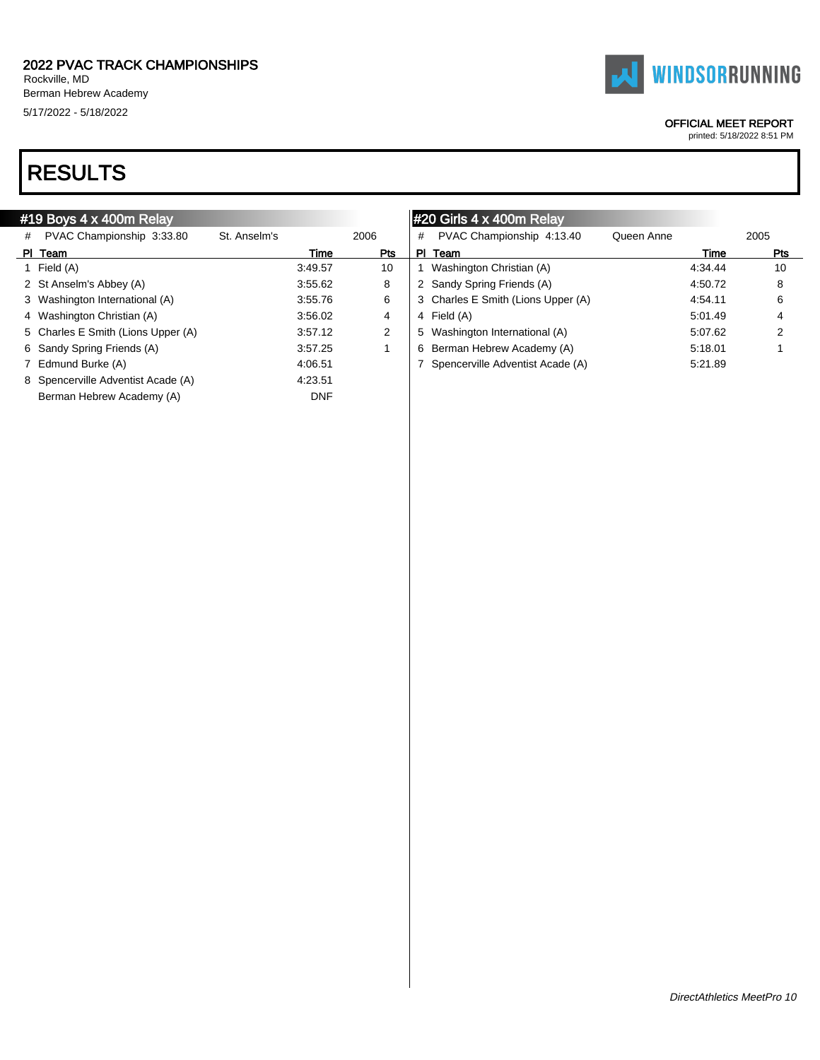2022 PVAC TRACK CHAMPIONSHIPS
Rockville, MD
Berman Hebrew Academy
5/17/2022 - 5/18/2022

OFFICIAL MEET REPORT
printed: 5/18/2022 8:51 PM

# RESULTS

## #19 Boys 4 x 400m Relay

| # | PVAC Championship 3:33.80 | St. Anselm's | 2006 |
|---|---|---|---|

| Pl | Team | Time | Pts |
|---|---|---|---|
| 1 | Field (A) | 3:49.57 | 10 |
| 2 | St Anselm's Abbey (A) | 3:55.62 | 8 |
| 3 | Washington International (A) | 3:55.76 | 6 |
| 4 | Washington Christian (A) | 3:56.02 | 4 |
| 5 | Charles E Smith (Lions Upper (A) | 3:57.12 | 2 |
| 6 | Sandy Spring Friends (A) | 3:57.25 | 1 |
| 7 | Edmund Burke (A) | 4:06.51 | |
| 8 | Spencerville Adventist Acade (A) | 4:23.51 | |
| | Berman Hebrew Academy (A) | DNF | |

## #20 Girls 4 x 400m Relay

| # | PVAC Championship 4:13.40 | Queen Anne | 2005 |
|---|---|---|---|

| Pl | Team | Time | Pts |
|---|---|---|---|
| 1 | Washington Christian (A) | 4:34.44 | 10 |
| 2 | Sandy Spring Friends (A) | 4:50.72 | 8 |
| 3 | Charles E Smith (Lions Upper (A) | 4:54.11 | 6 |
| 4 | Field (A) | 5:01.49 | 4 |
| 5 | Washington International (A) | 5:07.62 | 2 |
| 6 | Berman Hebrew Academy (A) | 5:18.01 | 1 |
| 7 | Spencerville Adventist Acade (A) | 5:21.89 | |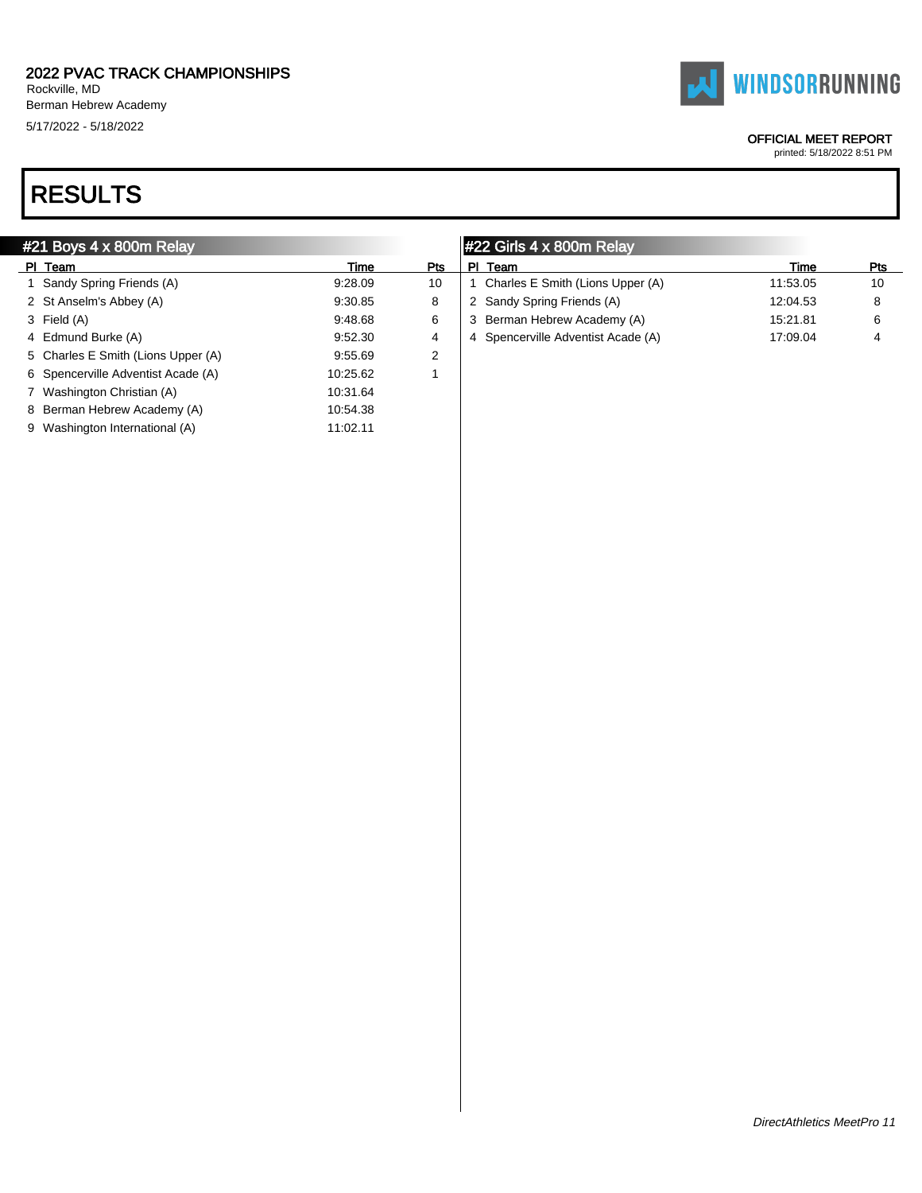# 2022 PVAC TRACK CHAMPIONSHIPS

Rockville, MD
Berman Hebrew Academy
5/17/2022 - 5/18/2022

OFFICIAL MEET REPORT
printed: 5/18/2022 8:51 PM

# RESULTS

## #21 Boys 4 x 800m Relay

| Pl | Team | Time | Pts |
|---|---|---|---|
| 1 | Sandy Spring Friends (A) | 9:28.09 | 10 |
| 2 | St Anselm's Abbey (A) | 9:30.85 | 8 |
| 3 | Field (A) | 9:48.68 | 6 |
| 4 | Edmund Burke (A) | 9:52.30 | 4 |
| 5 | Charles E Smith (Lions Upper (A) | 9:55.69 | 2 |
| 6 | Spencerville Adventist Acade (A) | 10:25.62 | 1 |
| 7 | Washington Christian (A) | 10:31.64 | |
| 8 | Berman Hebrew Academy (A) | 10:54.38 | |
| 9 | Washington International (A) | 11:02.11 | |

## #22 Girls 4 x 800m Relay

| Pl | Team | Time | Pts |
|---|---|---|---|
| 1 | Charles E Smith (Lions Upper (A) | 11:53.05 | 10 |
| 2 | Sandy Spring Friends (A) | 12:04.53 | 8 |
| 3 | Berman Hebrew Academy (A) | 15:21.81 | 6 |
| 4 | Spencerville Adventist Acade (A) | 17:09.04 | 4 |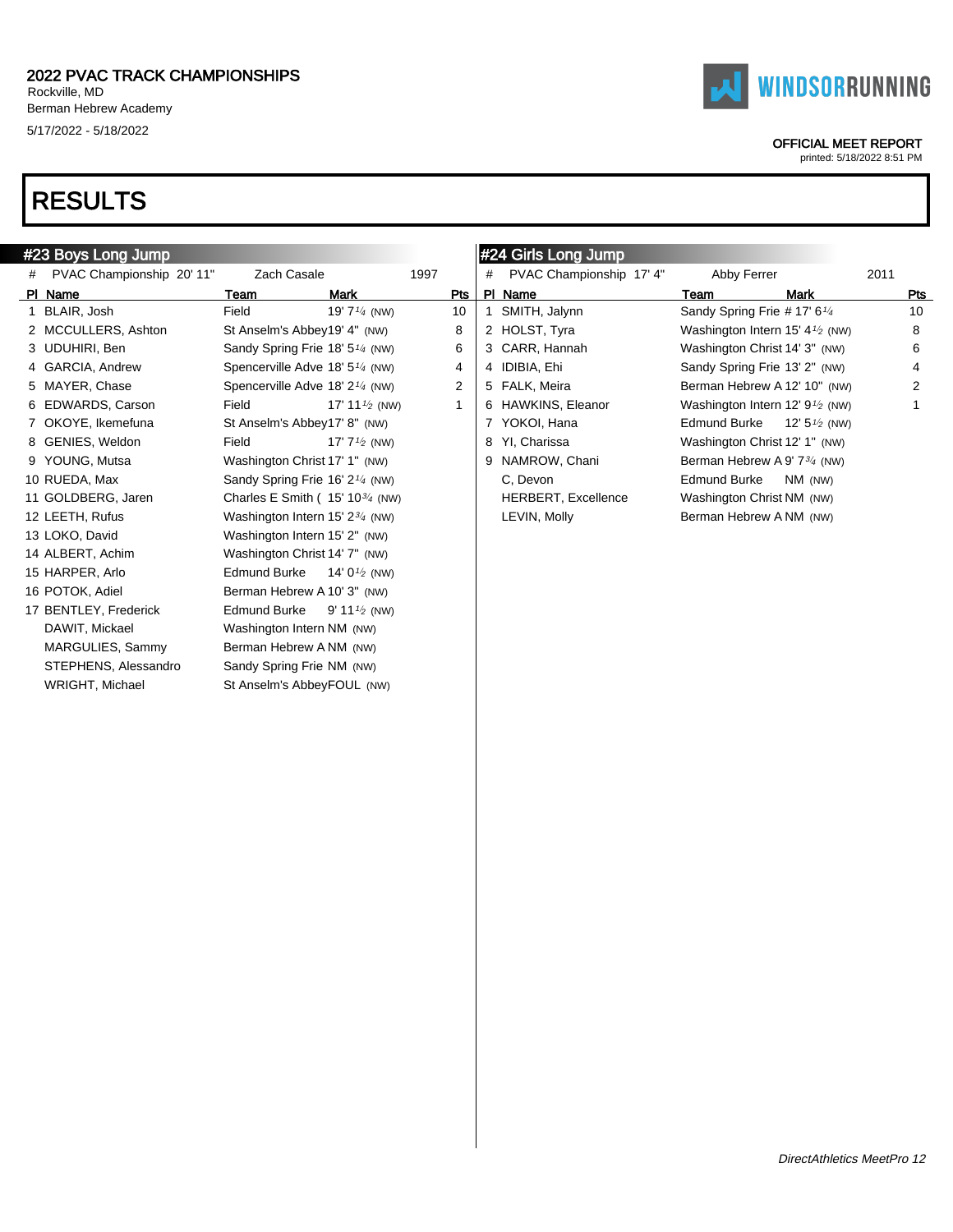2022 PVAC TRACK CHAMPIONSHIPS
Rockville, MD
Berman Hebrew Academy
5/17/2022 - 5/18/2022

OFFICIAL MEET REPORT
printed: 5/18/2022 8:51 PM

# RESULTS

## #23 Boys Long Jump

| # | PVAC Championship 20' 11" | Zach Casale | 1997 | |
|---|---|---|---|---|
| **Pl** | **Name** | **Team** | **Mark** | **Pts** |
| 1 | BLAIR, Josh | Field | 19' 7¼ (NW) | 10 |
| 2 | MCCULLERS, Ashton | St Anselm's Abbey | 19' 4" (NW) | 8 |
| 3 | UDUHIRI, Ben | Sandy Spring Frie | 18' 5¼ (NW) | 6 |
| 4 | GARCIA, Andrew | Spencerville Adve | 18' 5¼ (NW) | 4 |
| 5 | MAYER, Chase | Spencerville Adve | 18' 2¼ (NW) | 2 |
| 6 | EDWARDS, Carson | Field | 17' 11½ (NW) | 1 |
| 7 | OKOYE, Ikemefuna | St Anselm's Abbey | 17' 8" (NW) | |
| 8 | GENIES, Weldon | Field | 17' 7½ (NW) | |
| 9 | YOUNG, Mutsa | Washington Christ | 17' 1" (NW) | |
| 10 | RUEDA, Max | Sandy Spring Frie | 16' 2¼ (NW) | |
| 11 | GOLDBERG, Jaren | Charles E Smith ( | 15' 10¾ (NW) | |
| 12 | LEETH, Rufus | Washington Intern | 15' 2¾ (NW) | |
| 13 | LOKO, David | Washington Intern | 15' 2" (NW) | |
| 14 | ALBERT, Achim | Washington Christ | 14' 7" (NW) | |
| 15 | HARPER, Arlo | Edmund Burke | 14' 0½ (NW) | |
| 16 | POTOK, Adiel | Berman Hebrew A | 10' 3" (NW) | |
| 17 | BENTLEY, Frederick | Edmund Burke | 9' 11½ (NW) | |
| | DAWIT, Mickael | Washington Intern | NM (NW) | |
| | MARGULIES, Sammy | Berman Hebrew A | NM (NW) | |
| | STEPHENS, Alessandro | Sandy Spring Frie | NM (NW) | |
| | WRIGHT, Michael | St Anselm's Abbey | FOUL (NW) | |

## #24 Girls Long Jump

| # | PVAC Championship 17' 4" | Abby Ferrer | 2011 | |
|---|---|---|---|---|
| **Pl** | **Name** | **Team** | **Mark** | **Pts** |
| 1 | SMITH, Jalynn | Sandy Spring Frie | # 17' 6¼ | 10 |
| 2 | HOLST, Tyra | Washington Intern | 15' 4½ (NW) | 8 |
| 3 | CARR, Hannah | Washington Christ | 14' 3" (NW) | 6 |
| 4 | IDIBIA, Ehi | Sandy Spring Frie | 13' 2" (NW) | 4 |
| 5 | FALK, Meira | Berman Hebrew A | 12' 10" (NW) | 2 |
| 6 | HAWKINS, Eleanor | Washington Intern | 12' 9½ (NW) | 1 |
| 7 | YOKOI, Hana | Edmund Burke | 12' 5½ (NW) | |
| 8 | YI, Charissa | Washington Christ | 12' 1" (NW) | |
| 9 | NAMROW, Chani | Berman Hebrew A | 9' 7¾ (NW) | |
| | C, Devon | Edmund Burke | NM (NW) | |
| | HERBERT, Excellence | Washington Christ | NM (NW) | |
| | LEVIN, Molly | Berman Hebrew A | NM (NW) | |

*DirectAthletics MeetPro 12*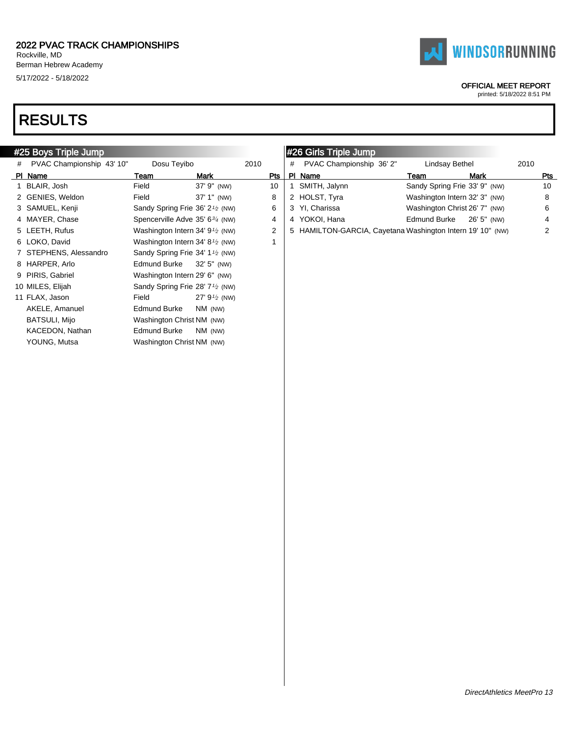2022 PVAC TRACK CHAMPIONSHIPS
Rockville, MD
Berman Hebrew Academy
5/17/2022 - 5/18/2022

OFFICIAL MEET REPORT
printed: 5/18/2022 8:51 PM

# RESULTS

## #25 Boys Triple Jump

| # | PVAC Championship 43' 10" | Dosu Teyibo | | 2010 |
|---|---|---|---|---|
| **Pl** | **Name** | **Team** | **Mark** | **Pts** |
| 1 | BLAIR, Josh | Field | 37' 9" (NW) | 10 |
| 2 | GENIES, Weldon | Field | 37' 1" (NW) | 8 |
| 3 | SAMUEL, Kenji | Sandy Spring Frie | 36' 2½ (NW) | 6 |
| 4 | MAYER, Chase | Spencerville Adve | 35' 6¾ (NW) | 4 |
| 5 | LEETH, Rufus | Washington Intern | 34' 9½ (NW) | 2 |
| 6 | LOKO, David | Washington Intern | 34' 8½ (NW) | 1 |
| 7 | STEPHENS, Alessandro | Sandy Spring Frie | 34' 1½ (NW) | |
| 8 | HARPER, Arlo | Edmund Burke | 32' 5" (NW) | |
| 9 | PIRIS, Gabriel | Washington Intern | 29' 6" (NW) | |
| 10 | MILES, Elijah | Sandy Spring Frie | 28' 7½ (NW) | |
| 11 | FLAX, Jason | Field | 27' 9½ (NW) | |
| | AKELE, Amanuel | Edmund Burke | NM (NW) | |
| | BATSULI, Mijo | Washington Christ | NM (NW) | |
| | KACEDON, Nathan | Edmund Burke | NM (NW) | |
| | YOUNG, Mutsa | Washington Christ | NM (NW) | |

## #26 Girls Triple Jump

| # | PVAC Championship 36' 2" | Lindsay Bethel | | 2010 |
|---|---|---|---|---|
| **Pl** | **Name** | **Team** | **Mark** | **Pts** |
| 1 | SMITH, Jalynn | Sandy Spring Frie | 33' 9" (NW) | 10 |
| 2 | HOLST, Tyra | Washington Intern | 32' 3" (NW) | 8 |
| 3 | YI, Charissa | Washington Christ | 26' 7" (NW) | 6 |
| 4 | YOKOI, Hana | Edmund Burke | 26' 5" (NW) | 4 |
| 5 | HAMILTON-GARCIA, Cayetana | Washington Intern | 19' 10" (NW) | 2 |

*DirectAthletics MeetPro 13*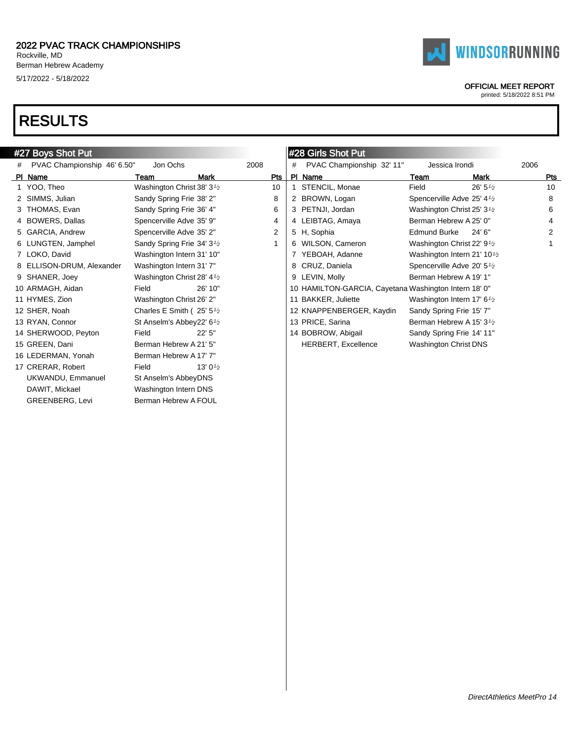2022 PVAC TRACK CHAMPIONSHIPS
Rockville, MD
Berman Hebrew Academy
5/17/2022 - 5/18/2022

WINDSORRUNNING

OFFICIAL MEET REPORT
printed: 5/18/2022 8:51 PM

# RESULTS

## #27 Boys Shot Put

\# PVAC Championship 46' 6.50" Jon Ochs 2008

| Pl | Name | Team | Mark | Pts |
|---|---|---|---|---|
| 1 | YOO, Theo | Washington Christ | 38' 3½ | 10 |
| 2 | SIMMS, Julian | Sandy Spring Frie | 38' 2" | 8 |
| 3 | THOMAS, Evan | Sandy Spring Frie | 36' 4" | 6 |
| 4 | BOWERS, Dallas | Spencerville Adve | 35' 9" | 4 |
| 5 | GARCIA, Andrew | Spencerville Adve | 35' 2" | 2 |
| 6 | LUNGTEN, Jamphel | Sandy Spring Frie | 34' 3½ | 1 |
| 7 | LOKO, David | Washington Intern | 31' 10" | |
| 8 | ELLISON-DRUM, Alexander | Washington Intern | 31' 7" | |
| 9 | SHANER, Joey | Washington Christ | 28' 4½ | |
| 10 | ARMAGH, Aidan | Field | 26' 10" | |
| 11 | HYMES, Zion | Washington Christ | 26' 2" | |
| 12 | SHER, Noah | Charles E Smith ( | 25' 5½ | |
| 13 | RYAN, Connor | St Anselm's Abbey | 22' 6½ | |
| 14 | SHERWOOD, Peyton | Field | 22' 5" | |
| 15 | GREEN, Dani | Berman Hebrew A | 21' 5" | |
| 16 | LEDERMAN, Yonah | Berman Hebrew A | 17' 7" | |
| 17 | CRERAR, Robert | Field | 13' 0½ | |
| | UKWANDU, Emmanuel | St Anselm's Abbey | DNS | |
| | DAWIT, Mickael | Washington Intern | DNS | |
| | GREENBERG, Levi | Berman Hebrew A | FOUL | |

## #28 Girls Shot Put

\# PVAC Championship 32' 11" Jessica Irondi 2006

| Pl | Name | Team | Mark | Pts |
|---|---|---|---|---|
| 1 | STENCIL, Monae | Field | 26' 5½ | 10 |
| 2 | BROWN, Logan | Spencerville Adve | 25' 4½ | 8 |
| 3 | PETNJI, Jordan | Washington Christ | 25' 3½ | 6 |
| 4 | LEIBTAG, Amaya | Berman Hebrew A | 25' 0" | 4 |
| 5 | H, Sophia | Edmund Burke | 24' 6" | 2 |
| 6 | WILSON, Cameron | Washington Christ | 22' 9½ | 1 |
| 7 | YEBOAH, Adanne | Washington Intern | 21' 10½ | |
| 8 | CRUZ, Daniela | Spencerville Adve | 20' 5½ | |
| 9 | LEVIN, Molly | Berman Hebrew A | 19' 1" | |
| 10 | HAMILTON-GARCIA, Cayetana | Washington Intern | 18' 0" | |
| 11 | BAKKER, Juliette | Washington Intern | 17' 6½ | |
| 12 | KNAPPENBERGER, Kaydin | Sandy Spring Frie | 15' 7" | |
| 13 | PRICE, Sarina | Berman Hebrew A | 15' 3½ | |
| 14 | BOBROW, Abigail | Sandy Spring Frie | 14' 11" | |
| | HERBERT, Excellence | Washington Christ | DNS | |

*DirectAthletics MeetPro 14*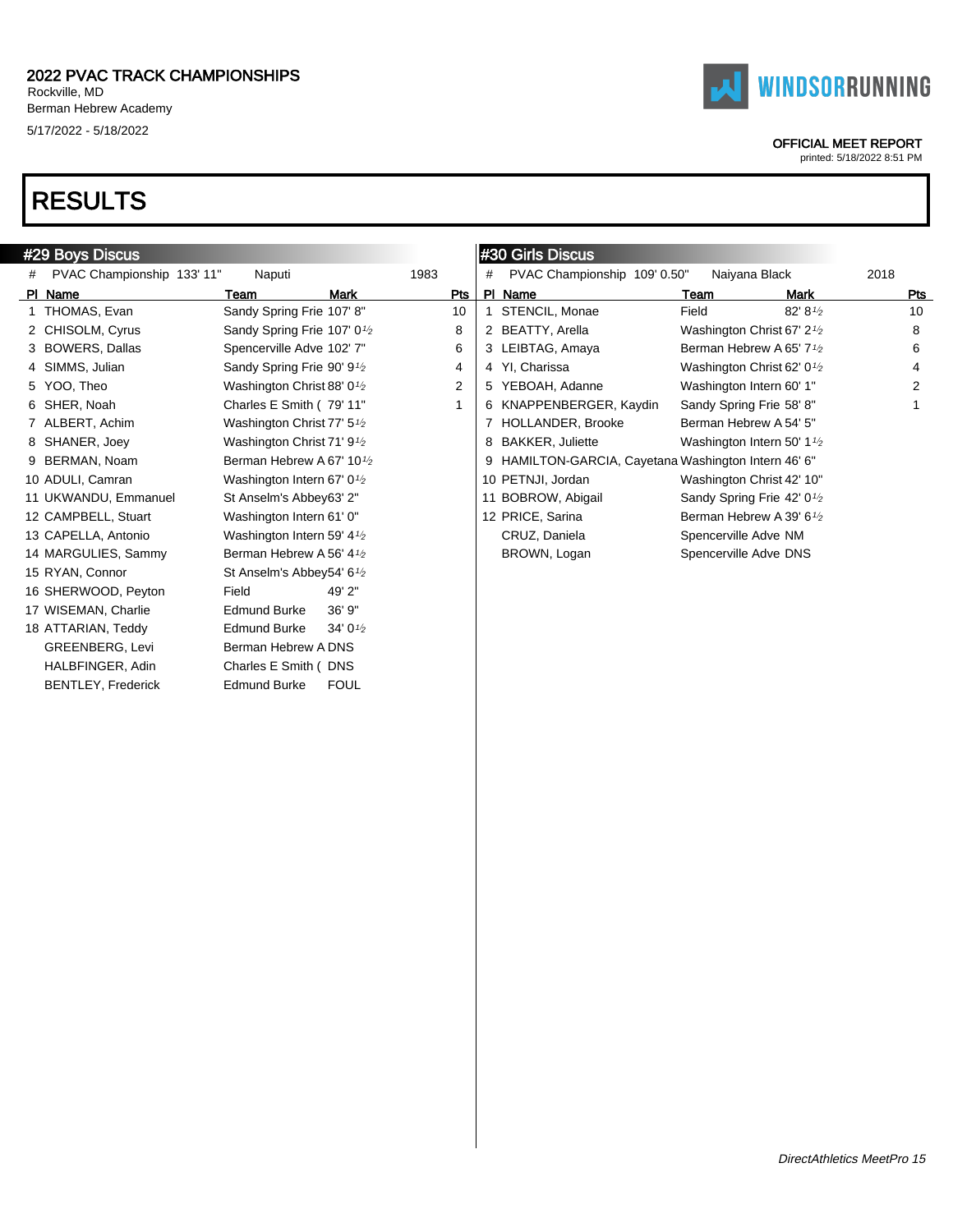2022 PVAC TRACK CHAMPIONSHIPS
Rockville, MD
Berman Hebrew Academy
5/17/2022 - 5/18/2022

WINDSORRUNNING

OFFICIAL MEET REPORT
printed: 5/18/2022 8:51 PM

# RESULTS

## #29 Boys Discus

# PVAC Championship 133' 11" Naputi 1983

| Pl | Name | Team | Mark | Pts |
|---|---|---|---|---|
| 1 | THOMAS, Evan | Sandy Spring Frie | 107' 8" | 10 |
| 2 | CHISOLM, Cyrus | Sandy Spring Frie | 107' 0½ | 8 |
| 3 | BOWERS, Dallas | Spencerville Adve | 102' 7" | 6 |
| 4 | SIMMS, Julian | Sandy Spring Frie | 90' 9½ | 4 |
| 5 | YOO, Theo | Washington Christ | 88' 0½ | 2 |
| 6 | SHER, Noah | Charles E Smith ( | 79' 11" | 1 |
| 7 | ALBERT, Achim | Washington Christ | 77' 5½ | |
| 8 | SHANER, Joey | Washington Christ | 71' 9½ | |
| 9 | BERMAN, Noam | Berman Hebrew A | 67' 10½ | |
| 10 | ADULI, Camran | Washington Intern | 67' 0½ | |
| 11 | UKWANDU, Emmanuel | St Anselm's Abbey | 63' 2" | |
| 12 | CAMPBELL, Stuart | Washington Intern | 61' 0" | |
| 13 | CAPELLA, Antonio | Washington Intern | 59' 4½ | |
| 14 | MARGULIES, Sammy | Berman Hebrew A | 56' 4½ | |
| 15 | RYAN, Connor | St Anselm's Abbey | 54' 6½ | |
| 16 | SHERWOOD, Peyton | Field | 49' 2" | |
| 17 | WISEMAN, Charlie | Edmund Burke | 36' 9" | |
| 18 | ATTARIAN, Teddy | Edmund Burke | 34' 0½ | |
| | GREENBERG, Levi | Berman Hebrew A | DNS | |
| | HALBFINGER, Adin | Charles E Smith ( | DNS | |
| | BENTLEY, Frederick | Edmund Burke | FOUL | |

## #30 Girls Discus

# PVAC Championship 109' 0.50" Naiyana Black 2018

| Pl | Name | Team | Mark | Pts |
|---|---|---|---|---|
| 1 | STENCIL, Monae | Field | 82' 8½ | 10 |
| 2 | BEATTY, Arella | Washington Christ | 67' 2½ | 8 |
| 3 | LEIBTAG, Amaya | Berman Hebrew A | 65' 7½ | 6 |
| 4 | YI, Charissa | Washington Christ | 62' 0½ | 4 |
| 5 | YEBOAH, Adanne | Washington Intern | 60' 1" | 2 |
| 6 | KNAPPENBERGER, Kaydin | Sandy Spring Frie | 58' 8" | 1 |
| 7 | HOLLANDER, Brooke | Berman Hebrew A | 54' 5" | |
| 8 | BAKKER, Juliette | Washington Intern | 50' 1½ | |
| 9 | HAMILTON-GARCIA, Cayetana | Washington Intern | 46' 6" | |
| 10 | PETNJI, Jordan | Washington Christ | 42' 10" | |
| 11 | BOBROW, Abigail | Sandy Spring Frie | 42' 0½ | |
| 12 | PRICE, Sarina | Berman Hebrew A | 39' 6½ | |
| | CRUZ, Daniela | Spencerville Adve | NM | |
| | BROWN, Logan | Spencerville Adve | DNS | |

*DirectAthletics MeetPro 15*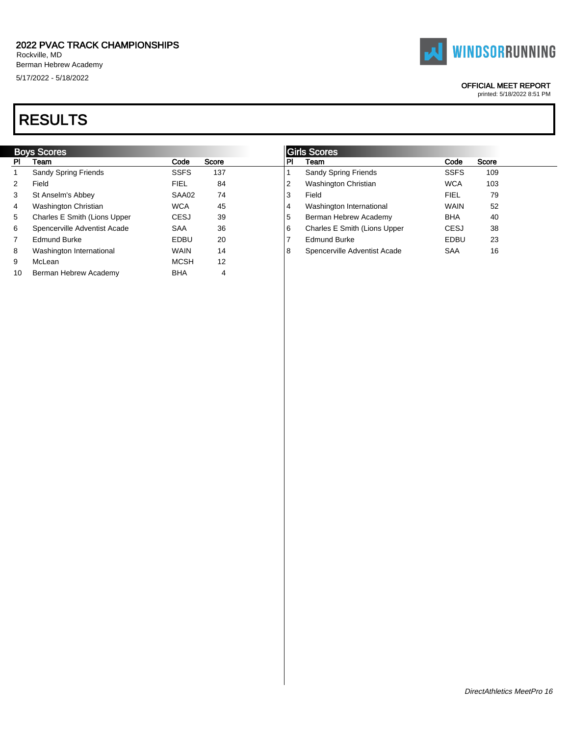2022 PVAC TRACK CHAMPIONSHIPS
Rockville, MD
Berman Hebrew Academy
5/17/2022 - 5/18/2022

WINDSORRUNNING

OFFICIAL MEET REPORT
printed: 5/18/2022 8:51 PM

# RESULTS

## Boys Scores

| Pl | Team | Code | Score |
|---|---|---|---|
| 1 | Sandy Spring Friends | SSFS | 137 |
| 2 | Field | FIEL | 84 |
| 3 | St Anselm's Abbey | SAA02 | 74 |
| 4 | Washington Christian | WCA | 45 |
| 5 | Charles E Smith (Lions Upper | CESJ | 39 |
| 6 | Spencerville Adventist Acade | SAA | 36 |
| 7 | Edmund Burke | EDBU | 20 |
| 8 | Washington International | WAIN | 14 |
| 9 | McLean | MCSH | 12 |
| 10 | Berman Hebrew Academy | BHA | 4 |

## Girls Scores

| Pl | Team | Code | Score |
|---|---|---|---|
| 1 | Sandy Spring Friends | SSFS | 109 |
| 2 | Washington Christian | WCA | 103 |
| 3 | Field | FIEL | 79 |
| 4 | Washington International | WAIN | 52 |
| 5 | Berman Hebrew Academy | BHA | 40 |
| 6 | Charles E Smith (Lions Upper | CESJ | 38 |
| 7 | Edmund Burke | EDBU | 23 |
| 8 | Spencerville Adventist Acade | SAA | 16 |

*DirectAthletics MeetPro 16*